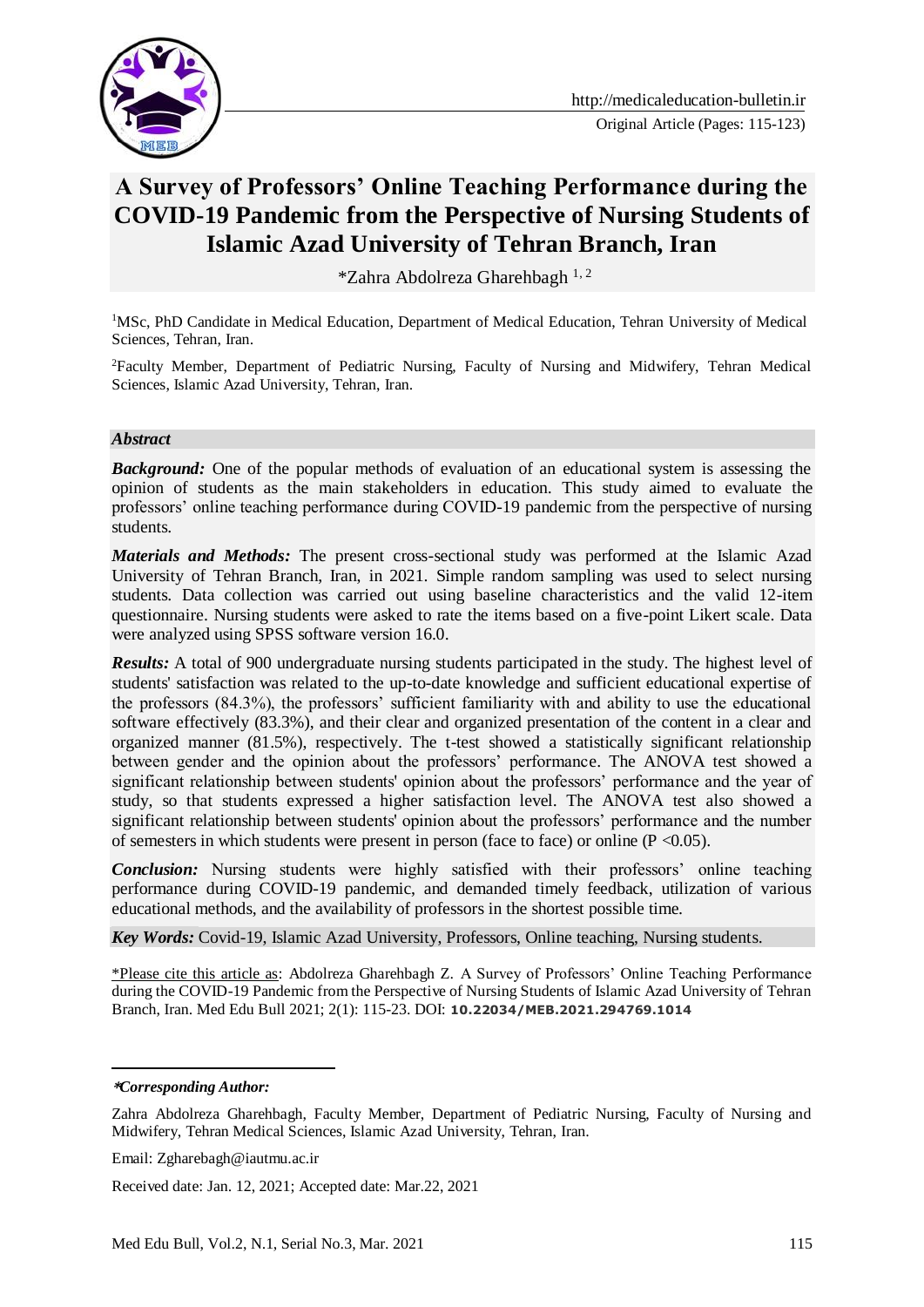Original Article (Pages: 115-123)

# A Survey of Professors' Online Teaching Performance during the COVID-19 Pandemic from the Perspective of Nursing Students of Islamic Azad University of Tehran Branch, Iran

*Zahra Abdolreza Gharehbagh [1, 2]

[1]MSc, PhD Candidate in Medical Education, Department of Medical Education, Tehran University of Medical Sciences, Tehran, Iran.

[2]Faculty Member, Department of Pediatric Nursing, Faculty of Nursing and Midwifery, Tehran Medical Sciences, Islamic Azad University, Tehran, Iran.

## *Abstract*

***Background:*** One of the popular methods of evaluation of an educational system is assessing the opinion of students as the main stakeholders in education. This study aimed to evaluate the professors' online teaching performance during COVID-19 pandemic from the perspective of nursing students.

***Materials and Methods:*** The present cross-sectional study was performed at the Islamic Azad University of Tehran Branch, Iran, in 2021. Simple random sampling was used to select nursing students. Data collection was carried out using baseline characteristics and the valid 12-item questionnaire. Nursing students were asked to rate the items based on a five-point Likert scale. Data were analyzed using SPSS software version 16.0.

***Results:*** A total of 900 undergraduate nursing students participated in the study. The highest level of students' satisfaction was related to the up-to-date knowledge and sufficient educational expertise of the professors (84.3%), the professors' sufficient familiarity with and ability to use the educational software effectively (83.3%), and their clear and organized presentation of the content in a clear and organized manner (81.5%), respectively. The t-test showed a statistically significant relationship between gender and the opinion about the professors' performance. The ANOVA test showed a significant relationship between students' opinion about the professors' performance and the year of study, so that students expressed a higher satisfaction level. The ANOVA test also showed a significant relationship between students' opinion about the professors' performance and the number of semesters in which students were present in person (face to face) or online ($P < 0.05$).

***Conclusion:*** Nursing students were highly satisfied with their professors' online teaching performance during COVID-19 pandemic, and demanded timely feedback, utilization of various educational methods, and the availability of professors in the shortest possible time.

***Key Words:*** Covid-19, Islamic Azad University, Professors, Online teaching, Nursing students.

*Please cite this article as: Abdolreza Gharehbagh Z. A Survey of Professors' Online Teaching Performance during the COVID-19 Pandemic from the Perspective of Nursing Students of Islamic Azad University of Tehran Branch, Iran. Med Edu Bull 2021; 2(1): 115-23. DOI: **10.22034/MEB.2021.294769.1014**

---

****Corresponding Author:***

Zahra Abdolreza Gharehbagh, Faculty Member, Department of Pediatric Nursing, Faculty of Nursing and Midwifery, Tehran Medical Sciences, Islamic Azad University, Tehran, Iran.

Email: Zgharebagh@iautmu.ac.ir

Received date: Jan. 12, 2021; Accepted date: Mar.22, 2021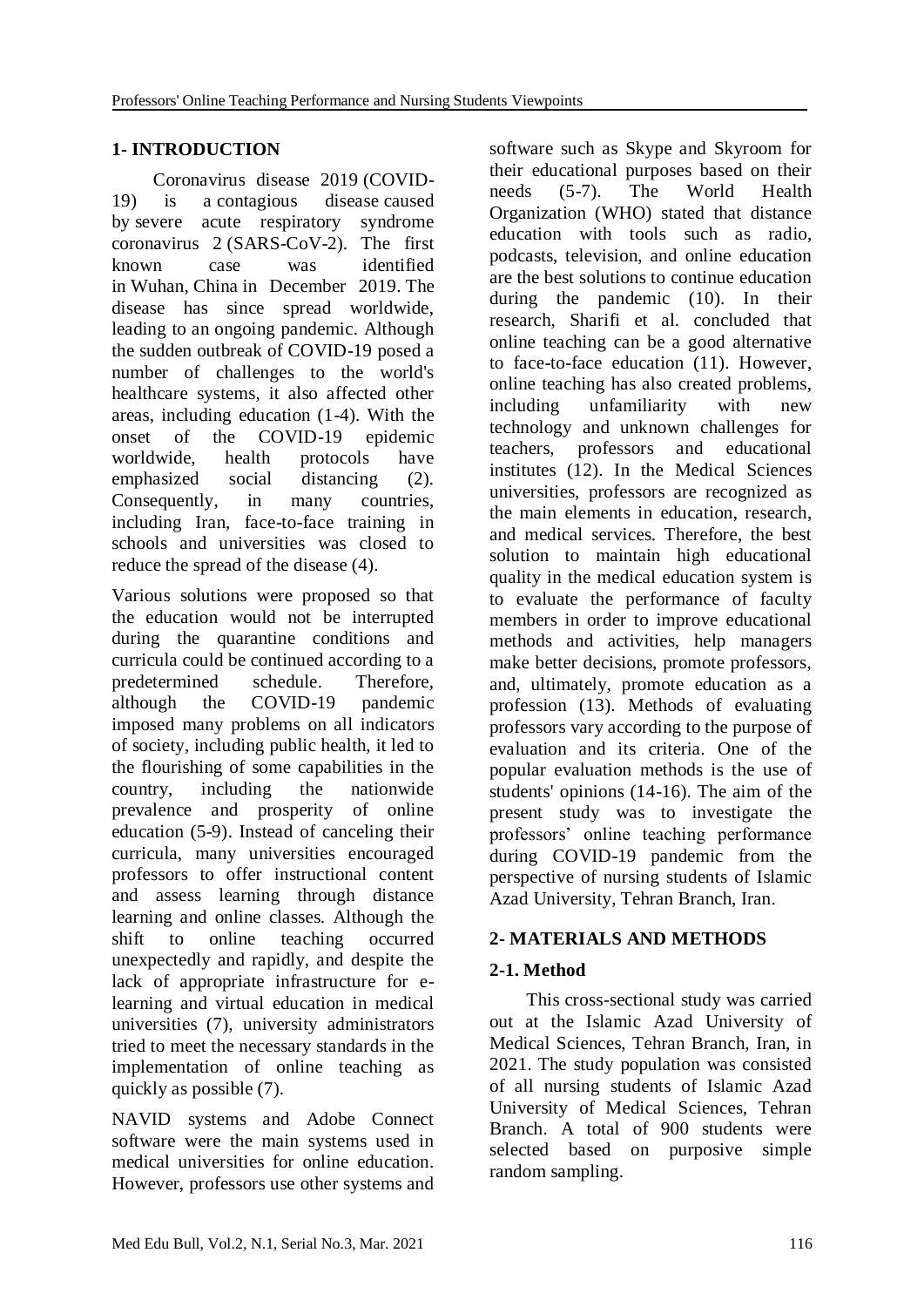## 1- INTRODUCTION

Coronavirus disease 2019 (COVID-19) is a contagious disease caused by severe acute respiratory syndrome coronavirus 2 (SARS-CoV-2). The first known case was identified in Wuhan, China in December 2019. The disease has since spread worldwide, leading to an ongoing pandemic. Although the sudden outbreak of COVID-19 posed a number of challenges to the world's healthcare systems, it also affected other areas, including education (1-4). With the onset of the COVID-19 epidemic worldwide, health protocols have emphasized social distancing (2). Consequently, in many countries, including Iran, face-to-face training in schools and universities was closed to reduce the spread of the disease (4).

Various solutions were proposed so that the education would not be interrupted during the quarantine conditions and curricula could be continued according to a predetermined schedule. Therefore, although the COVID-19 pandemic imposed many problems on all indicators of society, including public health, it led to the flourishing of some capabilities in the country, including the nationwide prevalence and prosperity of online education (5-9). Instead of canceling their curricula, many universities encouraged professors to offer instructional content and assess learning through distance learning and online classes. Although the shift to online teaching occurred unexpectedly and rapidly, and despite the lack of appropriate infrastructure for e-learning and virtual education in medical universities (7), university administrators tried to meet the necessary standards in the implementation of online teaching as quickly as possible (7).

NAVID systems and Adobe Connect software were the main systems used in medical universities for online education. However, professors use other systems and software such as Skype and Skyroom for their educational purposes based on their needs (5-7). The World Health Organization (WHO) stated that distance education with tools such as radio, podcasts, television, and online education are the best solutions to continue education during the pandemic (10). In their research, Sharifi et al. concluded that online teaching can be a good alternative to face-to-face education (11). However, online teaching has also created problems, including unfamiliarity with new technology and unknown challenges for teachers, professors and educational institutes (12). In the Medical Sciences universities, professors are recognized as the main elements in education, research, and medical services. Therefore, the best solution to maintain high educational quality in the medical education system is to evaluate the performance of faculty members in order to improve educational methods and activities, help managers make better decisions, promote professors, and, ultimately, promote education as a profession (13). Methods of evaluating professors vary according to the purpose of evaluation and its criteria. One of the popular evaluation methods is the use of students' opinions (14-16). The aim of the present study was to investigate the professors' online teaching performance during COVID-19 pandemic from the perspective of nursing students of Islamic Azad University, Tehran Branch, Iran.

## 2- MATERIALS AND METHODS

### 2-1. Method

This cross-sectional study was carried out at the Islamic Azad University of Medical Sciences, Tehran Branch, Iran, in 2021. The study population was consisted of all nursing students of Islamic Azad University of Medical Sciences, Tehran Branch. A total of 900 students were selected based on purposive simple random sampling.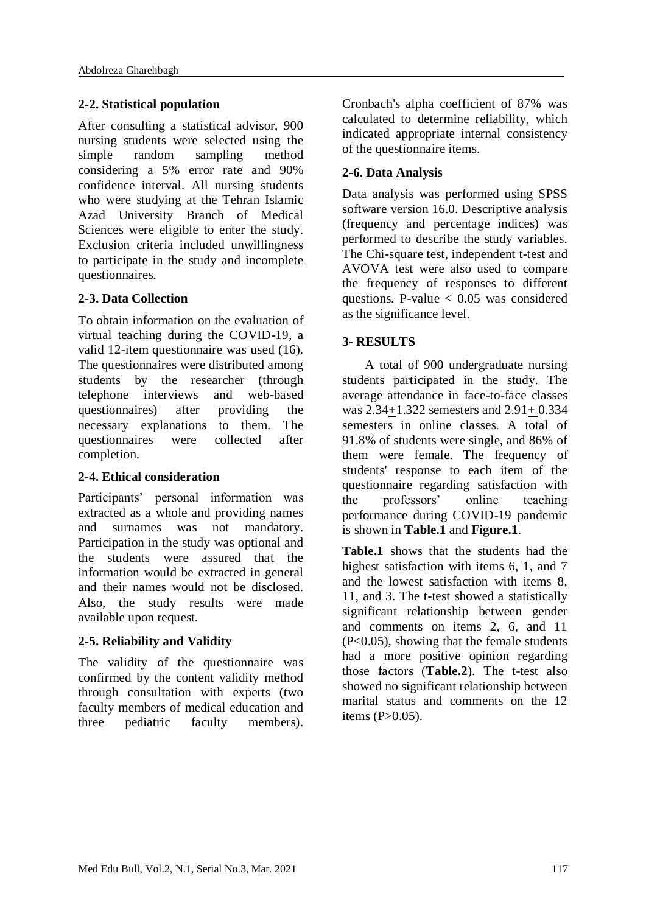## 2-2. Statistical population

After consulting a statistical advisor, 900 nursing students were selected using the simple random sampling method considering a 5% error rate and 90% confidence interval. All nursing students who were studying at the Tehran Islamic Azad University Branch of Medical Sciences were eligible to enter the study. Exclusion criteria included unwillingness to participate in the study and incomplete questionnaires.

## 2-3. Data Collection

To obtain information on the evaluation of virtual teaching during the COVID-19, a valid 12-item questionnaire was used (16). The questionnaires were distributed among students by the researcher (through telephone interviews and web-based questionnaires) after providing the necessary explanations to them. The questionnaires were collected after completion.

## 2-4. Ethical consideration

Participants' personal information was extracted as a whole and providing names and surnames was not mandatory. Participation in the study was optional and the students were assured that the information would be extracted in general and their names would not be disclosed. Also, the study results were made available upon request.

## 2-5. Reliability and Validity

The validity of the questionnaire was confirmed by the content validity method through consultation with experts (two faculty members of medical education and three pediatric faculty members). Cronbach's alpha coefficient of 87% was calculated to determine reliability, which indicated appropriate internal consistency of the questionnaire items.

## 2-6. Data Analysis

Data analysis was performed using SPSS software version 16.0. Descriptive analysis (frequency and percentage indices) was performed to describe the study variables. The Chi-square test, independent t-test and AVOVA test were also used to compare the frequency of responses to different questions. P-value $< 0.05$ was considered as the significance level.

# 3- RESULTS

A total of 900 undergraduate nursing students participated in the study. The average attendance in face-to-face classes was $2.34 \pm 1.322$ semesters and $2.91 \pm 0.334$ semesters in online classes. A total of 91.8% of students were single, and 86% of them were female. The frequency of students' response to each item of the questionnaire regarding satisfaction with the professors' online teaching performance during COVID-19 pandemic is shown in **Table.1** and **Figure.1**.

**Table.1** shows that the students had the highest satisfaction with items 6, 1, and 7 and the lowest satisfaction with items 8, 11, and 3. The t-test showed a statistically significant relationship between gender and comments on items 2, 6, and 11 ($P<0.05$), showing that the female students had a more positive opinion regarding those factors (**Table.2**). The t-test also showed no significant relationship between marital status and comments on the 12 items ($P>0.05$).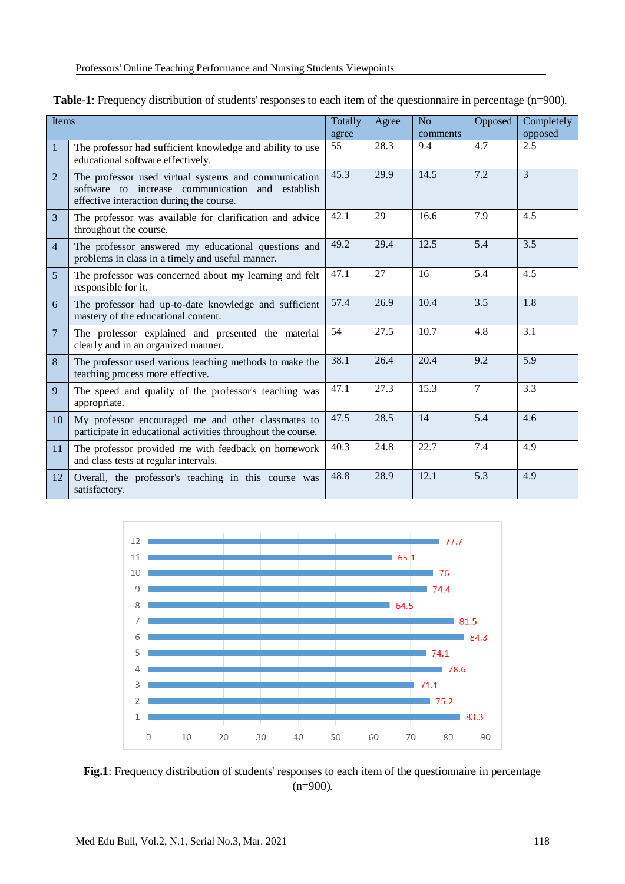**Table-1**: Frequency distribution of students' responses to each item of the questionnaire in percentage (n=900).

| Items | | Totally agree | Agree | No comments | Opposed | Completely opposed |
|---|---|---|---|---|---|---|
| 1 | The professor had sufficient knowledge and ability to use educational software effectively. | 55 | 28.3 | 9.4 | 4.7 | 2.5 |
| 2 | The professor used virtual systems and communication software to increase communication and establish effective interaction during the course. | 45.3 | 29.9 | 14.5 | 7.2 | 3 |
| 3 | The professor was available for clarification and advice throughout the course. | 42.1 | 29 | 16.6 | 7.9 | 4.5 |
| 4 | The professor answered my educational questions and problems in class in a timely and useful manner. | 49.2 | 29.4 | 12.5 | 5.4 | 3.5 |
| 5 | The professor was concerned about my learning and felt responsible for it. | 47.1 | 27 | 16 | 5.4 | 4.5 |
| 6 | The professor had up-to-date knowledge and sufficient mastery of the educational content. | 57.4 | 26.9 | 10.4 | 3.5 | 1.8 |
| 7 | The professor explained and presented the material clearly and in an organized manner. | 54 | 27.5 | 10.7 | 4.8 | 3.1 |
| 8 | The professor used various teaching methods to make the teaching process more effective. | 38.1 | 26.4 | 20.4 | 9.2 | 5.9 |
| 9 | The speed and quality of the professor's teaching was appropriate. | 47.1 | 27.3 | 15.3 | 7 | 3.3 |
| 10 | My professor encouraged me and other classmates to participate in educational activities throughout the course. | 47.5 | 28.5 | 14 | 5.4 | 4.6 |
| 11 | The professor provided me with feedback on homework and class tests at regular intervals. | 40.3 | 24.8 | 22.7 | 7.4 | 4.9 |
| 12 | Overall, the professor's teaching in this course was satisfactory. | 48.8 | 28.9 | 12.1 | 5.3 | 4.9 |

| Item | Value |
|---|---|
| 12 | 77.7 |
| 11 | 65.1 |
| 10 | 76 |
| 9 | 74.4 |
| 8 | 64.5 |
| 7 | 81.5 |
| 6 | 84.3 |
| 5 | 74.1 |
| 4 | 78.6 |
| 3 | 71.1 |
| 2 | 75.2 |
| 1 | 83.3 |

**Fig.1**: Frequency distribution of students' responses to each item of the questionnaire in percentage (n=900).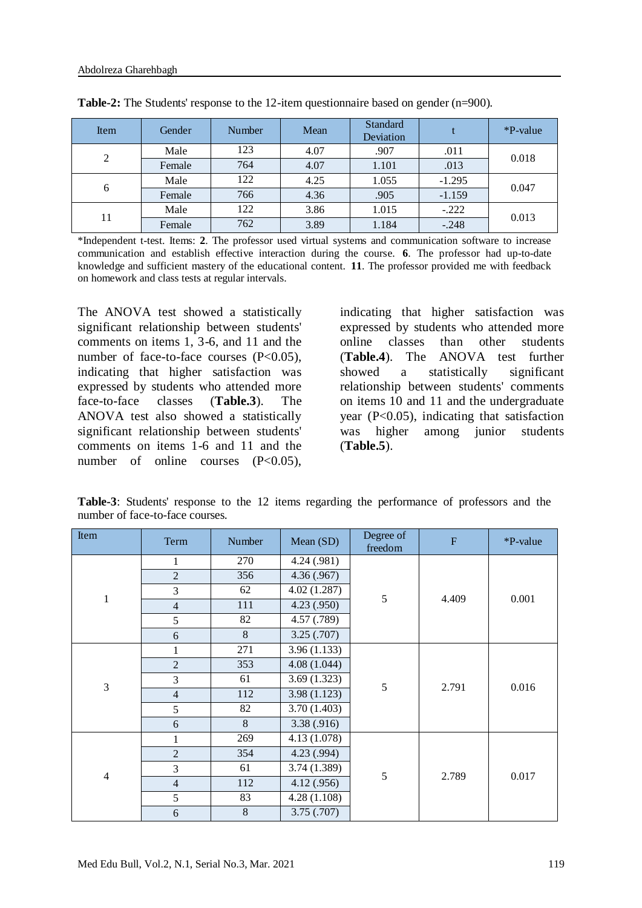**Table-2:** The Students' response to the 12-item questionnaire based on gender (n=900).

| Item | Gender | Number | Mean | Standard Deviation | t | *P-value |
|---|---|---|---|---|---|---|
| 2 | Male | 123 | 4.07 | .907 | .011 | 0.018 |
| | Female | 764 | 4.07 | 1.101 | .013 | |
| 6 | Male | 122 | 4.25 | 1.055 | -1.295 | 0.047 |
| | Female | 766 | 4.36 | .905 | -1.159 | |
| 11 | Male | 122 | 3.86 | 1.015 | -.222 | 0.013 |
| | Female | 762 | 3.89 | 1.184 | -.248 | |

*Independent t-test. Items: **2**. The professor used virtual systems and communication software to increase communication and establish effective interaction during the course. **6**. The professor had up-to-date knowledge and sufficient mastery of the educational content. **11**. The professor provided me with feedback on homework and class tests at regular intervals.

The ANOVA test showed a statistically significant relationship between students' comments on items 1, 3-6, and 11 and the number of face-to-face courses (P<0.05), indicating that higher satisfaction was expressed by students who attended more face-to-face classes (**Table.3**). The ANOVA test also showed a statistically significant relationship between students' comments on items 1-6 and 11 and the number of online courses (P<0.05), indicating that higher satisfaction was expressed by students who attended more online classes than other students (**Table.4**). The ANOVA test further showed a statistically significant relationship between students' comments on items 10 and 11 and the undergraduate year (P<0.05), indicating that satisfaction was higher among junior students (**Table.5**).

**Table-3**: Students' response to the 12 items regarding the performance of professors and the number of face-to-face courses.

| Item | Term | Number | Mean (SD) | Degree of freedom | F | *P-value |
|---|---|---|---|---|---|---|
| 1 | 1 | 270 | 4.24 (.981) | 5 | 4.409 | 0.001 |
| | 2 | 356 | 4.36 (.967) | | | |
| | 3 | 62 | 4.02 (1.287) | | | |
| | 4 | 111 | 4.23 (.950) | | | |
| | 5 | 82 | 4.57 (.789) | | | |
| | 6 | 8 | 3.25 (.707) | | | |
| 3 | 1 | 271 | 3.96 (1.133) | 5 | 2.791 | 0.016 |
| | 2 | 353 | 4.08 (1.044) | | | |
| | 3 | 61 | 3.69 (1.323) | | | |
| | 4 | 112 | 3.98 (1.123) | | | |
| | 5 | 82 | 3.70 (1.403) | | | |
| | 6 | 8 | 3.38 (.916) | | | |
| 4 | 1 | 269 | 4.13 (1.078) | 5 | 2.789 | 0.017 |
| | 2 | 354 | 4.23 (.994) | | | |
| | 3 | 61 | 3.74 (1.389) | | | |
| | 4 | 112 | 4.12 (.956) | | | |
| | 5 | 83 | 4.28 (1.108) | | | |
| | 6 | 8 | 3.75 (.707) | | | |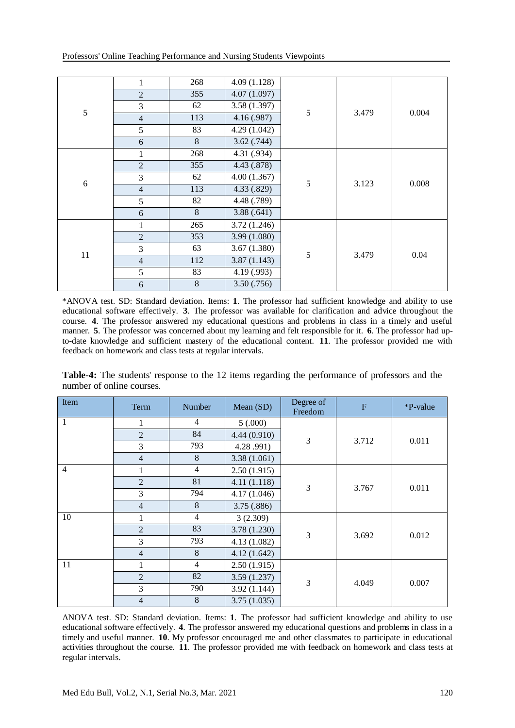| | | | | | | |
|---|---|---|---|---|---|---|
| 5 | 1 | 268 | 4.09 (1.128) | 5 | 3.479 | 0.004 |
| | 2 | 355 | 4.07 (1.097) | | | |
| | 3 | 62 | 3.58 (1.397) | | | |
| | 4 | 113 | 4.16 (.987) | | | |
| | 5 | 83 | 4.29 (1.042) | | | |
| | 6 | 8 | 3.62 (.744) | | | |
| 6 | 1 | 268 | 4.31 (.934) | 5 | 3.123 | 0.008 |
| | 2 | 355 | 4.43 (.878) | | | |
| | 3 | 62 | 4.00 (1.367) | | | |
| | 4 | 113 | 4.33 (.829) | | | |
| | 5 | 82 | 4.48 (.789) | | | |
| | 6 | 8 | 3.88 (.641) | | | |
| 11 | 1 | 265 | 3.72 (1.246) | 5 | 3.479 | 0.04 |
| | 2 | 353 | 3.99 (1.080) | | | |
| | 3 | 63 | 3.67 (1.380) | | | |
| | 4 | 112 | 3.87 (1.143) | | | |
| | 5 | 83 | 4.19 (.993) | | | |
| | 6 | 8 | 3.50 (.756) | | | |

*ANOVA test. SD: Standard deviation. Items: **1**. The professor had sufficient knowledge and ability to use educational software effectively. **3**. The professor was available for clarification and advice throughout the course. **4**. The professor answered my educational questions and problems in class in a timely and useful manner. **5**. The professor was concerned about my learning and felt responsible for it. **6**. The professor had up-to-date knowledge and sufficient mastery of the educational content. **11**. The professor provided me with feedback on homework and class tests at regular intervals.

**Table-4:** The students' response to the 12 items regarding the performance of professors and the number of online courses.

| Item | Term | Number | Mean (SD) | Degree of Freedom | F | *P-value |
|---|---|---|---|---|---|---|
| 1 | 1 | 4 | 5 (.000) | 3 | 3.712 | 0.011 |
| | 2 | 84 | 4.44 (0.910) | | | |
| | 3 | 793 | 4.28 .991) | | | |
| | 4 | 8 | 3.38 (1.061) | | | |
| 4 | 1 | 4 | 2.50 (1.915) | 3 | 3.767 | 0.011 |
| | 2 | 81 | 4.11 (1.118) | | | |
| | 3 | 794 | 4.17 (1.046) | | | |
| | 4 | 8 | 3.75 (.886) | | | |
| 10 | 1 | 4 | 3 (2.309) | 3 | 3.692 | 0.012 |
| | 2 | 83 | 3.78 (1.230) | | | |
| | 3 | 793 | 4.13 (1.082) | | | |
| | 4 | 8 | 4.12 (1.642) | | | |
| 11 | 1 | 4 | 2.50 (1.915) | 3 | 4.049 | 0.007 |
| | 2 | 82 | 3.59 (1.237) | | | |
| | 3 | 790 | 3.92 (1.144) | | | |
| | 4 | 8 | 3.75 (1.035) | | | |

ANOVA test. SD: Standard deviation. Items: **1**. The professor had sufficient knowledge and ability to use educational software effectively. **4**. The professor answered my educational questions and problems in class in a timely and useful manner. **10**. My professor encouraged me and other classmates to participate in educational activities throughout the course. **11**. The professor provided me with feedback on homework and class tests at regular intervals.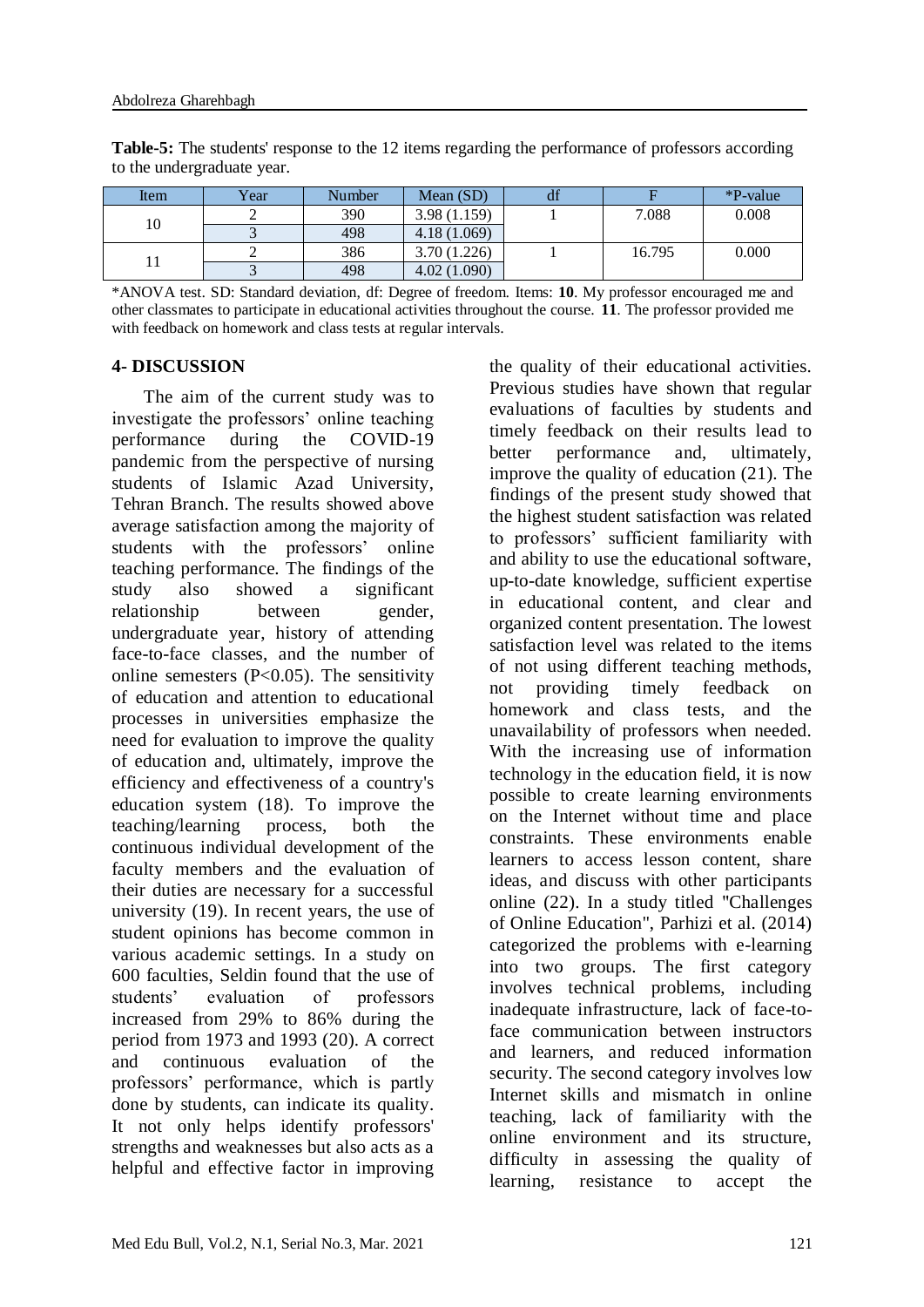**Table-5:** The students' response to the 12 items regarding the performance of professors according to the undergraduate year.

| Item | Year | Number | Mean (SD) | df | F | *P-value |
|---|---|---|---|---|---|---|
| 10 | 2 | 390 | 3.98 (1.159) | 1 | 7.088 | 0.008 |
| | 3 | 498 | 4.18 (1.069) | | | |
| 11 | 2 | 386 | 3.70 (1.226) | 1 | 16.795 | 0.000 |
| | 3 | 498 | 4.02 (1.090) | | | |

*ANOVA test. SD: Standard deviation, df: Degree of freedom. Items: **10**. My professor encouraged me and other classmates to participate in educational activities throughout the course. **11**. The professor provided me with feedback on homework and class tests at regular intervals.

## 4- DISCUSSION

The aim of the current study was to investigate the professors' online teaching performance during the COVID-19 pandemic from the perspective of nursing students of Islamic Azad University, Tehran Branch. The results showed above average satisfaction among the majority of students with the professors' online teaching performance. The findings of the study also showed a significant relationship between gender, undergraduate year, history of attending face-to-face classes, and the number of online semesters (P<0.05). The sensitivity of education and attention to educational processes in universities emphasize the need for evaluation to improve the quality of education and, ultimately, improve the efficiency and effectiveness of a country's education system (18). To improve the teaching/learning process, both the continuous individual development of the faculty members and the evaluation of their duties are necessary for a successful university (19). In recent years, the use of student opinions has become common in various academic settings. In a study on 600 faculties, Seldin found that the use of students' evaluation of professors increased from 29% to 86% during the period from 1973 and 1993 (20). A correct and continuous evaluation of the professors' performance, which is partly done by students, can indicate its quality. It not only helps identify professors' strengths and weaknesses but also acts as a helpful and effective factor in improving the quality of their educational activities. Previous studies have shown that regular evaluations of faculties by students and timely feedback on their results lead to better performance and, ultimately, improve the quality of education (21). The findings of the present study showed that the highest student satisfaction was related to professors' sufficient familiarity with and ability to use the educational software, up-to-date knowledge, sufficient expertise in educational content, and clear and organized content presentation. The lowest satisfaction level was related to the items of not using different teaching methods, not providing timely feedback on homework and class tests, and the unavailability of professors when needed. With the increasing use of information technology in the education field, it is now possible to create learning environments on the Internet without time and place constraints. These environments enable learners to access lesson content, share ideas, and discuss with other participants online (22). In a study titled "Challenges of Online Education", Parhizi et al. (2014) categorized the problems with e-learning into two groups. The first category involves technical problems, including inadequate infrastructure, lack of face-to-face communication between instructors and learners, and reduced information security. The second category involves low Internet skills and mismatch in online teaching, lack of familiarity with the online environment and its structure, difficulty in assessing the quality of learning, resistance to accept the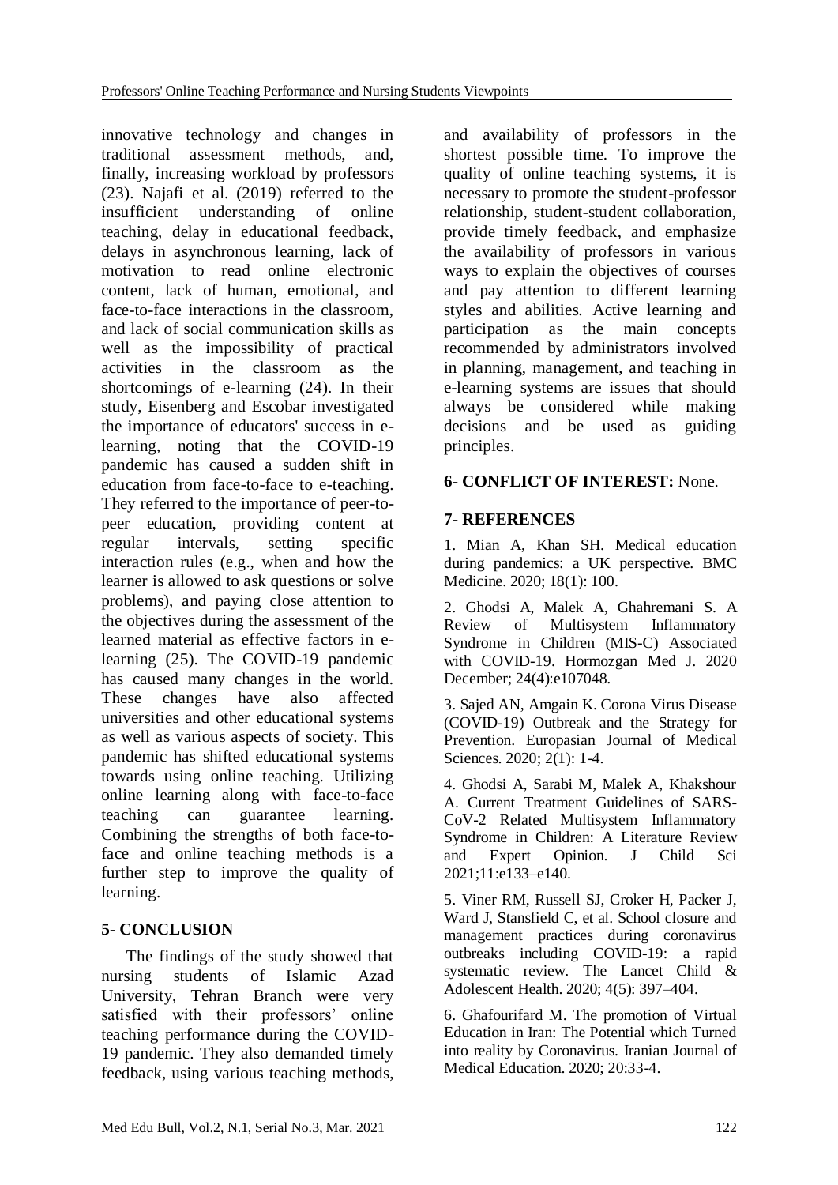innovative technology and changes in traditional assessment methods, and, finally, increasing workload by professors (23). Najafi et al. (2019) referred to the insufficient understanding of online teaching, delay in educational feedback, delays in asynchronous learning, lack of motivation to read online electronic content, lack of human, emotional, and face-to-face interactions in the classroom, and lack of social communication skills as well as the impossibility of practical activities in the classroom as the shortcomings of e-learning (24). In their study, Eisenberg and Escobar investigated the importance of educators' success in e-learning, noting that the COVID-19 pandemic has caused a sudden shift in education from face-to-face to e-teaching. They referred to the importance of peer-to-peer education, providing content at regular intervals, setting specific interaction rules (e.g., when and how the learner is allowed to ask questions or solve problems), and paying close attention to the objectives during the assessment of the learned material as effective factors in e-learning (25). The COVID-19 pandemic has caused many changes in the world. These changes have also affected universities and other educational systems as well as various aspects of society. This pandemic has shifted educational systems towards using online teaching. Utilizing online learning along with face-to-face teaching can guarantee learning. Combining the strengths of both face-to-face and online teaching methods is a further step to improve the quality of learning.

## 5- CONCLUSION

The findings of the study showed that nursing students of Islamic Azad University, Tehran Branch were very satisfied with their professors' online teaching performance during the COVID-19 pandemic. They also demanded timely feedback, using various teaching methods, and availability of professors in the shortest possible time. To improve the quality of online teaching systems, it is necessary to promote the student-professor relationship, student-student collaboration, provide timely feedback, and emphasize the availability of professors in various ways to explain the objectives of courses and pay attention to different learning styles and abilities. Active learning and participation as the main concepts recommended by administrators involved in planning, management, and teaching in e-learning systems are issues that should always be considered while making decisions and be used as guiding principles.

## 6- CONFLICT OF INTEREST: None.

## 7- REFERENCES

1. Mian A, Khan SH. Medical education during pandemics: a UK perspective. BMC Medicine. 2020; 18(1): 100.

2. Ghodsi A, Malek A, Ghahremani S. A Review of Multisystem Inflammatory Syndrome in Children (MIS-C) Associated with COVID-19. Hormozgan Med J. 2020 December; 24(4):e107048.

3. Sajed AN, Amgain K. Corona Virus Disease (COVID-19) Outbreak and the Strategy for Prevention. Europasian Journal of Medical Sciences. 2020; 2(1): 1-4.

4. Ghodsi A, Sarabi M, Malek A, Khakshour A. Current Treatment Guidelines of SARS-CoV-2 Related Multisystem Inflammatory Syndrome in Children: A Literature Review and Expert Opinion. J Child Sci 2021;11:e133–e140.

5. Viner RM, Russell SJ, Croker H, Packer J, Ward J, Stansfield C, et al. School closure and management practices during coronavirus outbreaks including COVID-19: a rapid systematic review. The Lancet Child & Adolescent Health. 2020; 4(5): 397–404.

6. Ghafourifard M. The promotion of Virtual Education in Iran: The Potential which Turned into reality by Coronavirus. Iranian Journal of Medical Education. 2020; 20:33-4.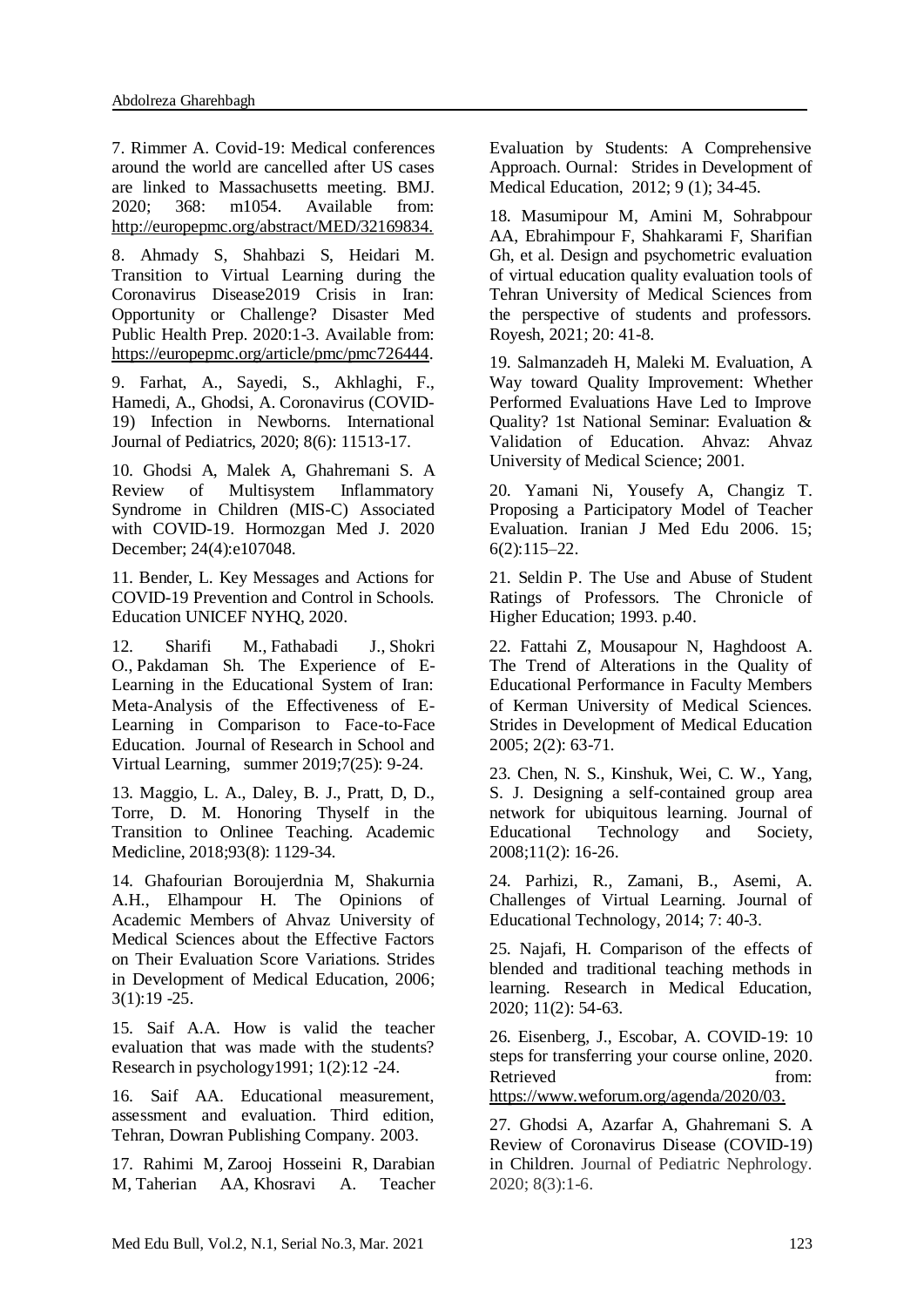7. Rimmer A. Covid-19: Medical conferences around the world are cancelled after US cases are linked to Massachusetts meeting. BMJ. 2020; 368: m1054. Available from: http://europepmc.org/abstract/MED/32169834.

8. Ahmady S, Shahbazi S, Heidari M. Transition to Virtual Learning during the Coronavirus Disease2019 Crisis in Iran: Opportunity or Challenge? Disaster Med Public Health Prep. 2020:1-3. Available from: https://europepmc.org/article/pmc/pmc726444.

9. Farhat, A., Sayedi, S., Akhlaghi, F., Hamedi, A., Ghodsi, A. Coronavirus (COVID-19) Infection in Newborns. International Journal of Pediatrics, 2020; 8(6): 11513-17.

10. Ghodsi A, Malek A, Ghahremani S. A Review of Multisystem Inflammatory Syndrome in Children (MIS-C) Associated with COVID-19. Hormozgan Med J. 2020 December; 24(4):e107048.

11. Bender, L. Key Messages and Actions for COVID-19 Prevention and Control in Schools. Education UNICEF NYHQ, 2020.

12. Sharifi M., Fathabadi J., Shokri O., Pakdaman Sh. The Experience of E-Learning in the Educational System of Iran: Meta-Analysis of the Effectiveness of E-Learning in Comparison to Face-to-Face Education. Journal of Research in School and Virtual Learning, summer 2019;7(25): 9-24.

13. Maggio, L. A., Daley, B. J., Pratt, D, D., Torre, D. M. Honoring Thyself in the Transition to Onlinee Teaching. Academic Medicline, 2018;93(8): 1129-34.

14. Ghafourian Boroujerdnia M, Shakurnia A.H., Elhampour H. The Opinions of Academic Members of Ahvaz University of Medical Sciences about the Effective Factors on Their Evaluation Score Variations. Strides in Development of Medical Education, 2006; 3(1):19 -25.

15. Saif A.A. How is valid the teacher evaluation that was made with the students? Research in psychology1991; 1(2):12 -24.

16. Saif AA. Educational measurement, assessment and evaluation. Third edition, Tehran, Dowran Publishing Company. 2003.

17. Rahimi M, Zarooj Hosseini R, Darabian M, Taherian AA, Khosravi A. Teacher Evaluation by Students: A Comprehensive Approach. Ournal: Strides in Development of Medical Education, 2012; 9 (1); 34-45.

18. Masumipour M, Amini M, Sohrabpour AA, Ebrahimpour F, Shahkarami F, Sharifian Gh, et al. Design and psychometric evaluation of virtual education quality evaluation tools of Tehran University of Medical Sciences from the perspective of students and professors. Royesh, 2021; 20: 41-8.

19. Salmanzadeh H, Maleki M. Evaluation, A Way toward Quality Improvement: Whether Performed Evaluations Have Led to Improve Quality? 1st National Seminar: Evaluation & Validation of Education. Ahvaz: Ahvaz University of Medical Science; 2001.

20. Yamani Ni, Yousefy A, Changiz T. Proposing a Participatory Model of Teacher Evaluation. Iranian J Med Edu 2006. 15; 6(2):115–22.

21. Seldin P. The Use and Abuse of Student Ratings of Professors. The Chronicle of Higher Education; 1993. p.40.

22. Fattahi Z, Mousapour N, Haghdoost A. The Trend of Alterations in the Quality of Educational Performance in Faculty Members of Kerman University of Medical Sciences. Strides in Development of Medical Education 2005; 2(2): 63-71.

23. Chen, N. S., Kinshuk, Wei, C. W., Yang, S. J. Designing a self-contained group area network for ubiquitous learning. Journal of Educational Technology and Society, 2008;11(2): 16-26.

24. Parhizi, R., Zamani, B., Asemi, A. Challenges of Virtual Learning. Journal of Educational Technology, 2014; 7: 40-3.

25. Najafi, H. Comparison of the effects of blended and traditional teaching methods in learning. Research in Medical Education, 2020; 11(2): 54-63.

26. Eisenberg, J., Escobar, A. COVID-19: 10 steps for transferring your course online, 2020. Retrieved from: https://www.weforum.org/agenda/2020/03.

27. Ghodsi A, Azarfar A, Ghahremani S. A Review of Coronavirus Disease (COVID-19) in Children. Journal of Pediatric Nephrology. 2020; 8(3):1-6.